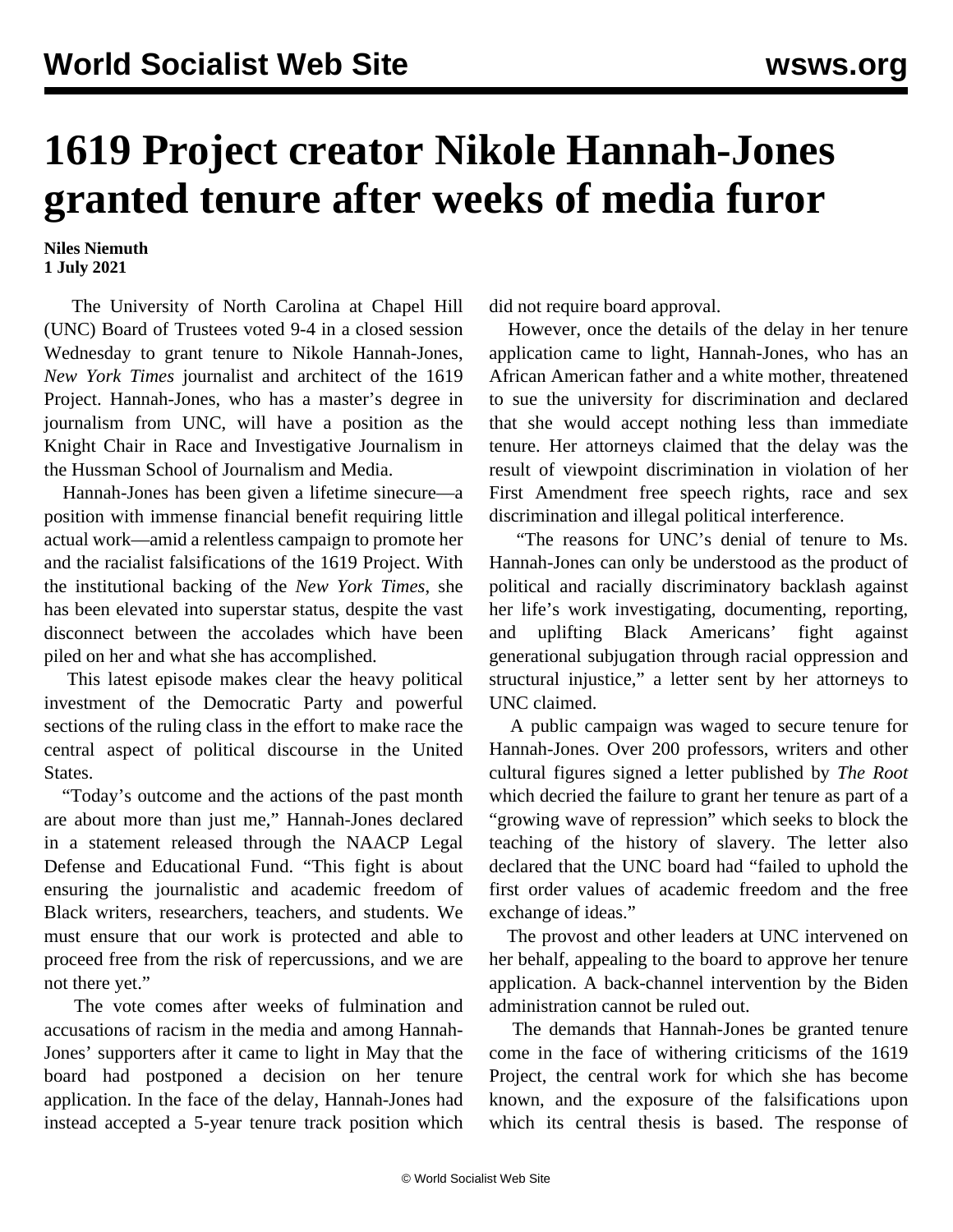# 1619 Project creator Nikole Hannah-Jones granted tenure after weeks of media furor

**Niles Niemuth**
**1 July 2021**

The University of North Carolina at Chapel Hill (UNC) Board of Trustees voted 9-4 in a closed session Wednesday to grant tenure to Nikole Hannah-Jones, *New York Times* journalist and architect of the 1619 Project. Hannah-Jones, who has a master's degree in journalism from UNC, will have a position as the Knight Chair in Race and Investigative Journalism in the Hussman School of Journalism and Media.

Hannah-Jones has been given a lifetime sinecure—a position with immense financial benefit requiring little actual work—amid a relentless campaign to promote her and the racialist falsifications of the 1619 Project. With the institutional backing of the *New York Times*, she has been elevated into superstar status, despite the vast disconnect between the accolades which have been piled on her and what she has accomplished.

This latest episode makes clear the heavy political investment of the Democratic Party and powerful sections of the ruling class in the effort to make race the central aspect of political discourse in the United States.

"Today's outcome and the actions of the past month are about more than just me," Hannah-Jones declared in a statement released through the NAACP Legal Defense and Educational Fund. "This fight is about ensuring the journalistic and academic freedom of Black writers, researchers, teachers, and students. We must ensure that our work is protected and able to proceed free from the risk of repercussions, and we are not there yet."

The vote comes after weeks of fulmination and accusations of racism in the media and among Hannah-Jones' supporters after it came to light in May that the board had postponed a decision on her tenure application. In the face of the delay, Hannah-Jones had instead accepted a 5-year tenure track position which did not require board approval.

However, once the details of the delay in her tenure application came to light, Hannah-Jones, who has an African American father and a white mother, threatened to sue the university for discrimination and declared that she would accept nothing less than immediate tenure. Her attorneys claimed that the delay was the result of viewpoint discrimination in violation of her First Amendment free speech rights, race and sex discrimination and illegal political interference.

"The reasons for UNC's denial of tenure to Ms. Hannah-Jones can only be understood as the product of political and racially discriminatory backlash against her life's work investigating, documenting, reporting, and uplifting Black Americans' fight against generational subjugation through racial oppression and structural injustice," a letter sent by her attorneys to UNC claimed.

A public campaign was waged to secure tenure for Hannah-Jones. Over 200 professors, writers and other cultural figures signed a letter published by *The Root* which decried the failure to grant her tenure as part of a "growing wave of repression" which seeks to block the teaching of the history of slavery. The letter also declared that the UNC board had "failed to uphold the first order values of academic freedom and the free exchange of ideas."

The provost and other leaders at UNC intervened on her behalf, appealing to the board to approve her tenure application. A back-channel intervention by the Biden administration cannot be ruled out.

The demands that Hannah-Jones be granted tenure come in the face of withering criticisms of the 1619 Project, the central work for which she has become known, and the exposure of the falsifications upon which its central thesis is based. The response of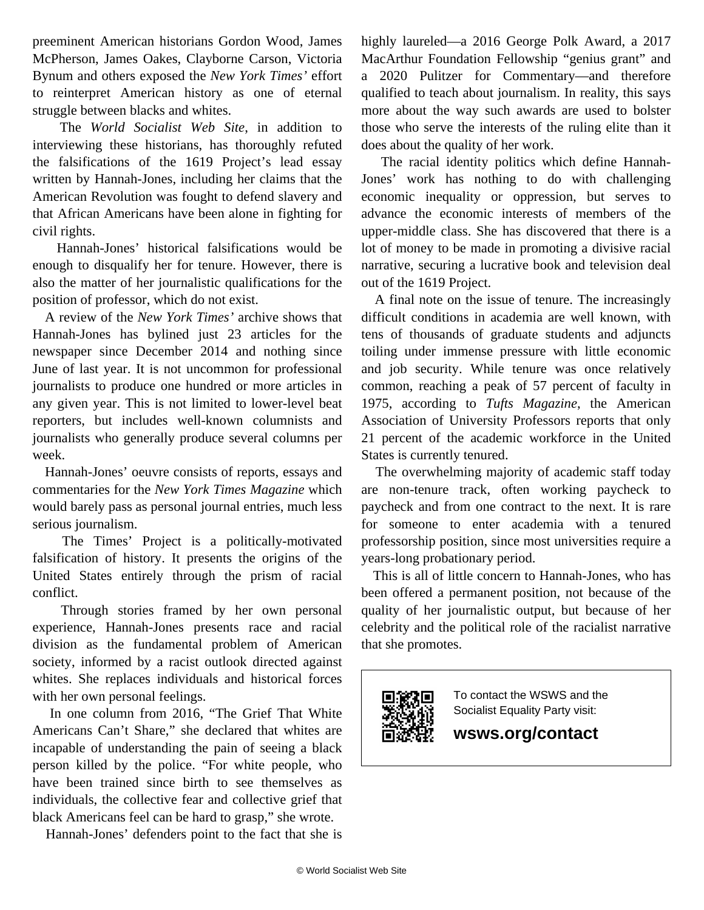preeminent American historians Gordon Wood, James McPherson, James Oakes, Clayborne Carson, Victoria Bynum and others exposed the *New York Times'* effort to reinterpret American history as one of eternal struggle between blacks and whites.

The *World Socialist Web Site*, in addition to interviewing these historians, has thoroughly refuted the falsifications of the 1619 Project's lead essay written by Hannah-Jones, including her claims that the American Revolution was fought to defend slavery and that African Americans have been alone in fighting for civil rights.

Hannah-Jones' historical falsifications would be enough to disqualify her for tenure. However, there is also the matter of her journalistic qualifications for the position of professor, which do not exist.

A review of the *New York Times'* archive shows that Hannah-Jones has bylined just 23 articles for the newspaper since December 2014 and nothing since June of last year. It is not uncommon for professional journalists to produce one hundred or more articles in any given year. This is not limited to lower-level beat reporters, but includes well-known columnists and journalists who generally produce several columns per week.

Hannah-Jones' oeuvre consists of reports, essays and commentaries for the *New York Times Magazine* which would barely pass as personal journal entries, much less serious journalism.

The Times' Project is a politically-motivated falsification of history. It presents the origins of the United States entirely through the prism of racial conflict.

Through stories framed by her own personal experience, Hannah-Jones presents race and racial division as the fundamental problem of American society, informed by a racist outlook directed against whites. She replaces individuals and historical forces with her own personal feelings.

In one column from 2016, "The Grief That White Americans Can't Share," she declared that whites are incapable of understanding the pain of seeing a black person killed by the police. "For white people, who have been trained since birth to see themselves as individuals, the collective fear and collective grief that black Americans feel can be hard to grasp," she wrote.

Hannah-Jones' defenders point to the fact that she is highly laureled—a 2016 George Polk Award, a 2017 MacArthur Foundation Fellowship "genius grant" and a 2020 Pulitzer for Commentary—and therefore qualified to teach about journalism. In reality, this says more about the way such awards are used to bolster those who serve the interests of the ruling elite than it does about the quality of her work.

The racial identity politics which define Hannah-Jones' work has nothing to do with challenging economic inequality or oppression, but serves to advance the economic interests of members of the upper-middle class. She has discovered that there is a lot of money to be made in promoting a divisive racial narrative, securing a lucrative book and television deal out of the 1619 Project.

A final note on the issue of tenure. The increasingly difficult conditions in academia are well known, with tens of thousands of graduate students and adjuncts toiling under immense pressure with little economic and job security. While tenure was once relatively common, reaching a peak of 57 percent of faculty in 1975, according to *Tufts Magazine*, the American Association of University Professors reports that only 21 percent of the academic workforce in the United States is currently tenured.

The overwhelming majority of academic staff today are non-tenure track, often working paycheck to paycheck and from one contract to the next. It is rare for someone to enter academia with a tenured professorship position, since most universities require a years-long probationary period.

This is all of little concern to Hannah-Jones, who has been offered a permanent position, not because of the quality of her journalistic output, but because of her celebrity and the political role of the racialist narrative that she promotes.

To contact the WSWS and the Socialist Equality Party visit:

**wsws.org/contact**